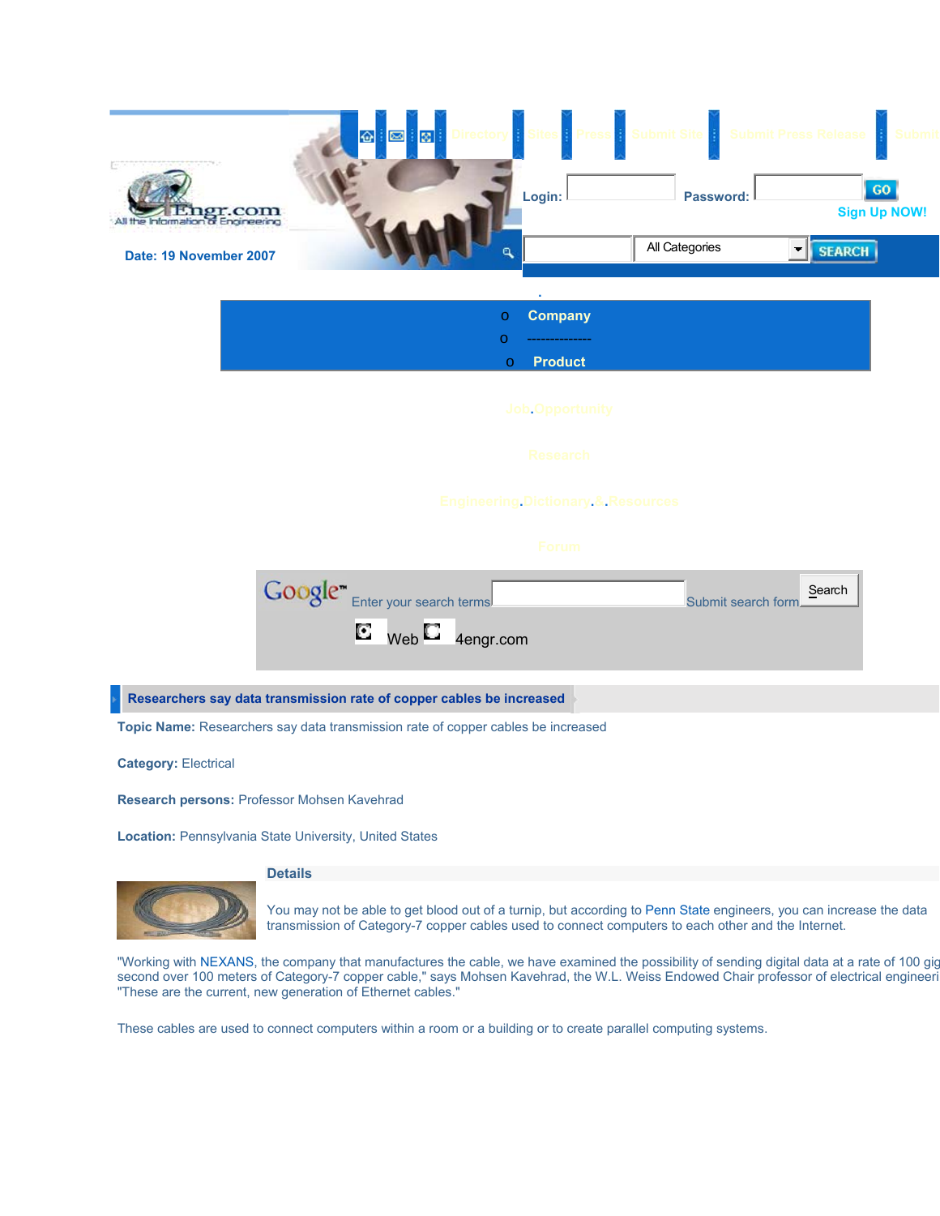Directory | Sites | Press | Submit Site | Submit Press Release | Submit

Date: 19 November 2007

Login: Password: GO

Sign Up NOW!

All Categories SEARCH

- Company
- --------------
- Product

Job Opportunity

Research

Engineering Dictionary & Resources

Forum

Google™ Enter your search terms Submit search form Search

Web 4engr.com

## Researchers say data transmission rate of copper cables be increased

**Topic Name:** Researchers say data transmission rate of copper cables be increased

**Category:** Electrical

**Research persons:** Professor Mohsen Kavehrad

**Location:** Pennsylvania State University, United States

### Details

You may not be able to get blood out of a turnip, but according to Penn State engineers, you can increase the data transmission of Category-7 copper cables used to connect computers to each other and the Internet.

"Working with NEXANS, the company that manufactures the cable, we have examined the possibility of sending digital data at a rate of 100 gig second over 100 meters of Category-7 copper cable," says Mohsen Kavehrad, the W.L. Weiss Endowed Chair professor of electrical engineeri "These are the current, new generation of Ethernet cables."

These cables are used to connect computers within a room or a building or to create parallel computing systems.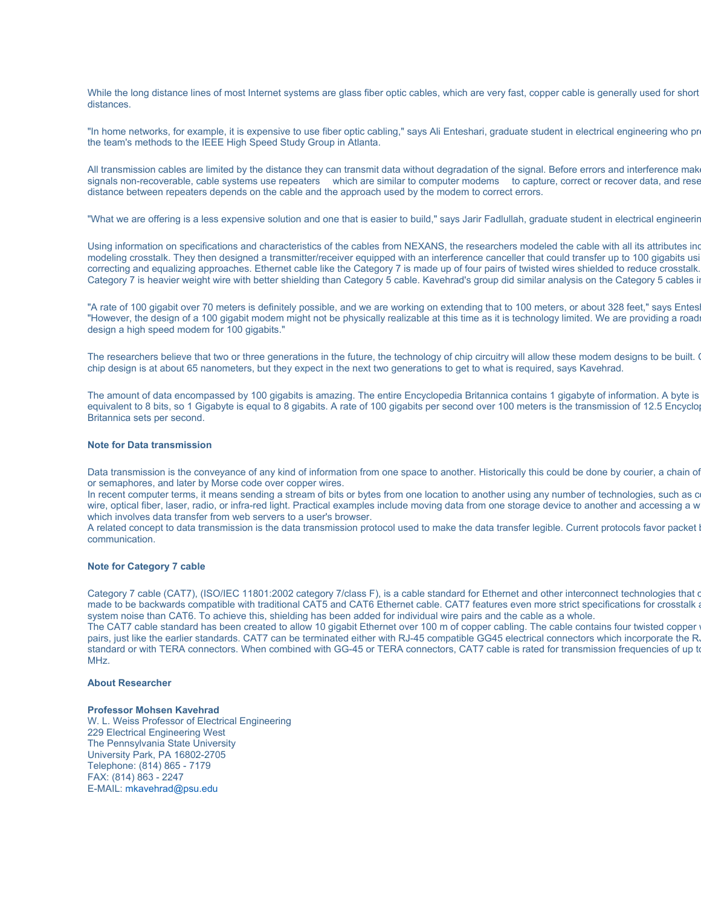While the long distance lines of most Internet systems are glass fiber optic cables, which are very fast, copper cable is generally used for short distances.

"In home networks, for example, it is expensive to use fiber optic cabling," says Ali Enteshari, graduate student in electrical engineering who pr the team's methods to the IEEE High Speed Study Group in Atlanta.

All transmission cables are limited by the distance they can transmit data without degradation of the signal. Before errors and interference mak signals non-recoverable, cable systems use repeaters which are similar to computer modems to capture, correct or recover data, and rese distance between repeaters depends on the cable and the approach used by the modem to correct errors.

"What we are offering is a less expensive solution and one that is easier to build," says Jarir Fadlullah, graduate student in electrical engineerin

Using information on specifications and characteristics of the cables from NEXANS, the researchers modeled the cable with all its attributes in modeling crosstalk. They then designed a transmitter/receiver equipped with an interference canceller that could transfer up to 100 gigabits us correcting and equalizing approaches. Ethernet cable like the Category 7 is made up of four pairs of twisted wires shielded to reduce crosstalk. Category 7 is heavier weight wire with better shielding than Category 5 cable. Kavehrad's group did similar analysis on the Category 5 cables i

"A rate of 100 gigabit over 70 meters is definitely possible, and we are working on extending that to 100 meters, or about 328 feet," says Entes "However, the design of a 100 gigabit modem might not be physically realizable at this time as it is technology limited. We are providing a roadr design a high speed modem for 100 gigabits."

The researchers believe that two or three generations in the future, the technology of chip circuitry will allow these modem designs to be built. chip design is at about 65 nanometers, but they expect in the next two generations to get to what is required, says Kavehrad.

The amount of data encompassed by 100 gigabits is amazing. The entire Encyclopedia Britannica contains 1 gigabyte of information. A byte is equivalent to 8 bits, so 1 Gigabyte is equal to 8 gigabits. A rate of 100 gigabits per second over 100 meters is the transmission of 12.5 Encyclo Britannica sets per second.

**Note for Data transmission**

Data transmission is the conveyance of any kind of information from one space to another. Historically this could be done by courier, a chain of or semaphores, and later by Morse code over copper wires.
In recent computer terms, it means sending a stream of bits or bytes from one location to another using any number of technologies, such as c wire, optical fiber, laser, radio, or infra-red light. Practical examples include moving data from one storage device to another and accessing a w which involves data transfer from web servers to a user's browser.
A related concept to data transmission is the data transmission protocol used to make the data transfer legible. Current protocols favor packet communication.

**Note for Category 7 cable**

Category 7 cable (CAT7), (ISO/IEC 11801:2002 category 7/class F), is a cable standard for Ethernet and other interconnect technologies that c made to be backwards compatible with traditional CAT5 and CAT6 Ethernet cable. CAT7 features even more strict specifications for crosstalk a system noise than CAT6. To achieve this, shielding has been added for individual wire pairs and the cable as a whole.
The CAT7 cable standard has been created to allow 10 gigabit Ethernet over 100 m of copper cabling. The cable contains four twisted copper pairs, just like the earlier standards. CAT7 can be terminated either with RJ-45 compatible GG45 electrical connectors which incorporate the R standard or with TERA connectors. When combined with GG-45 or TERA connectors, CAT7 cable is rated for transmission frequencies of up to MHz.

**About Researcher**

**Professor Mohsen Kavehrad**
W. L. Weiss Professor of Electrical Engineering
229 Electrical Engineering West
The Pennsylvania State University
University Park, PA 16802-2705
Telephone: (814) 865 - 7179
FAX: (814) 863 - 2247
E-MAIL: mkavehrad@psu.edu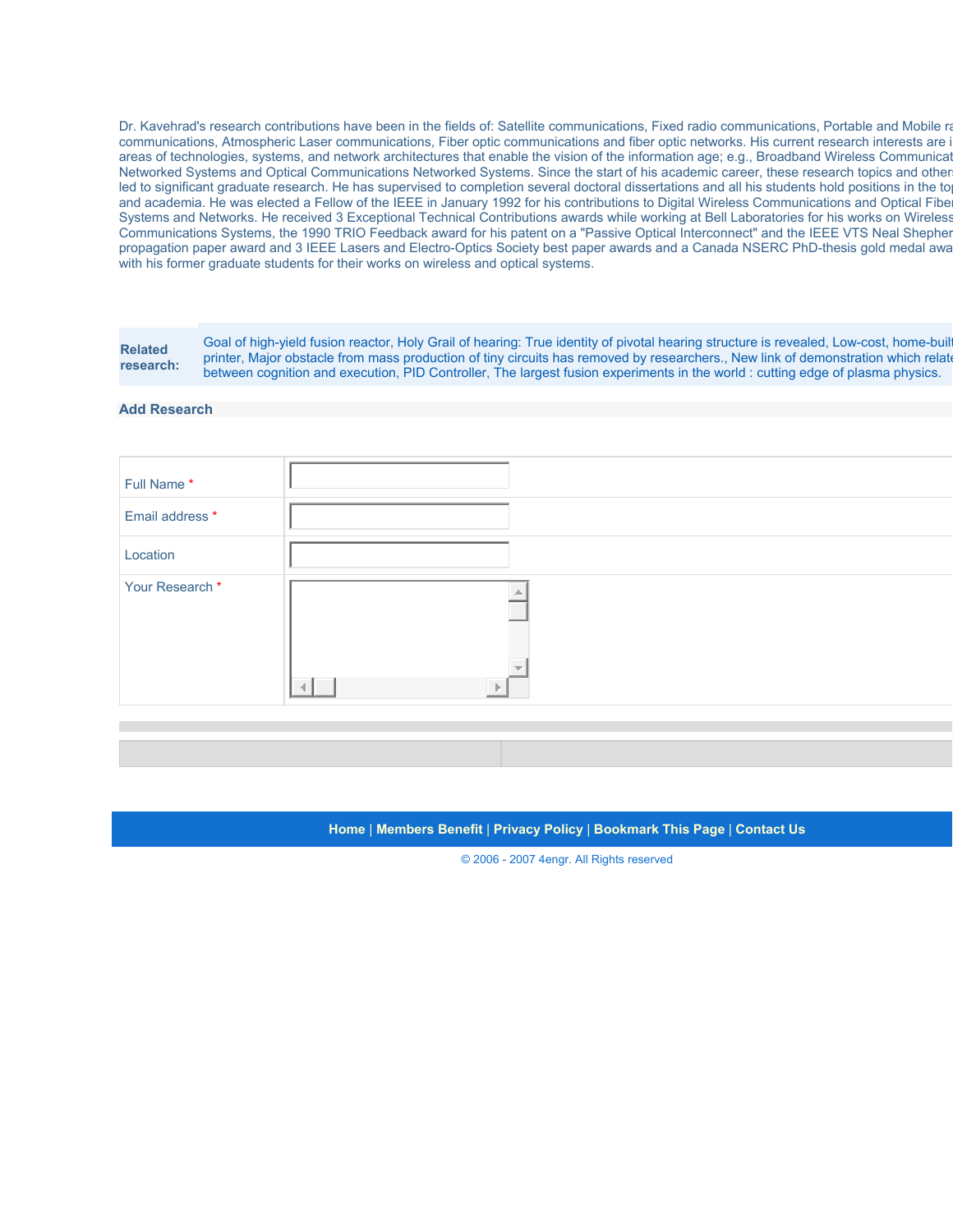Dr. Kavehrad's research contributions have been in the fields of: Satellite communications, Fixed radio communications, Portable and Mobile ra communications, Atmospheric Laser communications, Fiber optic communications and fiber optic networks. His current research interests are i areas of technologies, systems, and network architectures that enable the vision of the information age; e.g., Broadband Wireless Communicat Networked Systems and Optical Communications Networked Systems. Since the start of his academic career, these research topics and others led to significant graduate research. He has supervised to completion several doctoral dissertations and all his students hold positions in the to and academia. He was elected a Fellow of the IEEE in January 1992 for his contributions to Digital Wireless Communications and Optical Fiber Systems and Networks. He received 3 Exceptional Technical Contributions awards while working at Bell Laboratories for his works on Wireless Communications Systems, the 1990 TRIO Feedback award for his patent on a "Passive Optical Interconnect" and the IEEE VTS Neal Shepher propagation paper award and 3 IEEE Lasers and Electro-Optics Society best paper awards and a Canada NSERC PhD-thesis gold medal awa with his former graduate students for their works on wireless and optical systems.

| | |
|---|---|
| **Related research:** | Goal of high-yield fusion reactor, Holy Grail of hearing: True identity of pivotal hearing structure is revealed, Low-cost, home-built printer, Major obstacle from mass production of tiny circuits has removed by researchers., New link of demonstration which relate between cognition and execution, PID Controller, The largest fusion experiments in the world : cutting edge of plasma physics. |

**Add Research**

| | |
|---|---|
| Full Name * | |
| Email address * | |
| Location | |
| Your Research * | |

**Home** | **Members Benefit** | **Privacy Policy** | **Bookmark This Page** | **Contact Us**

© 2006 - 2007 4engr. All Rights reserved